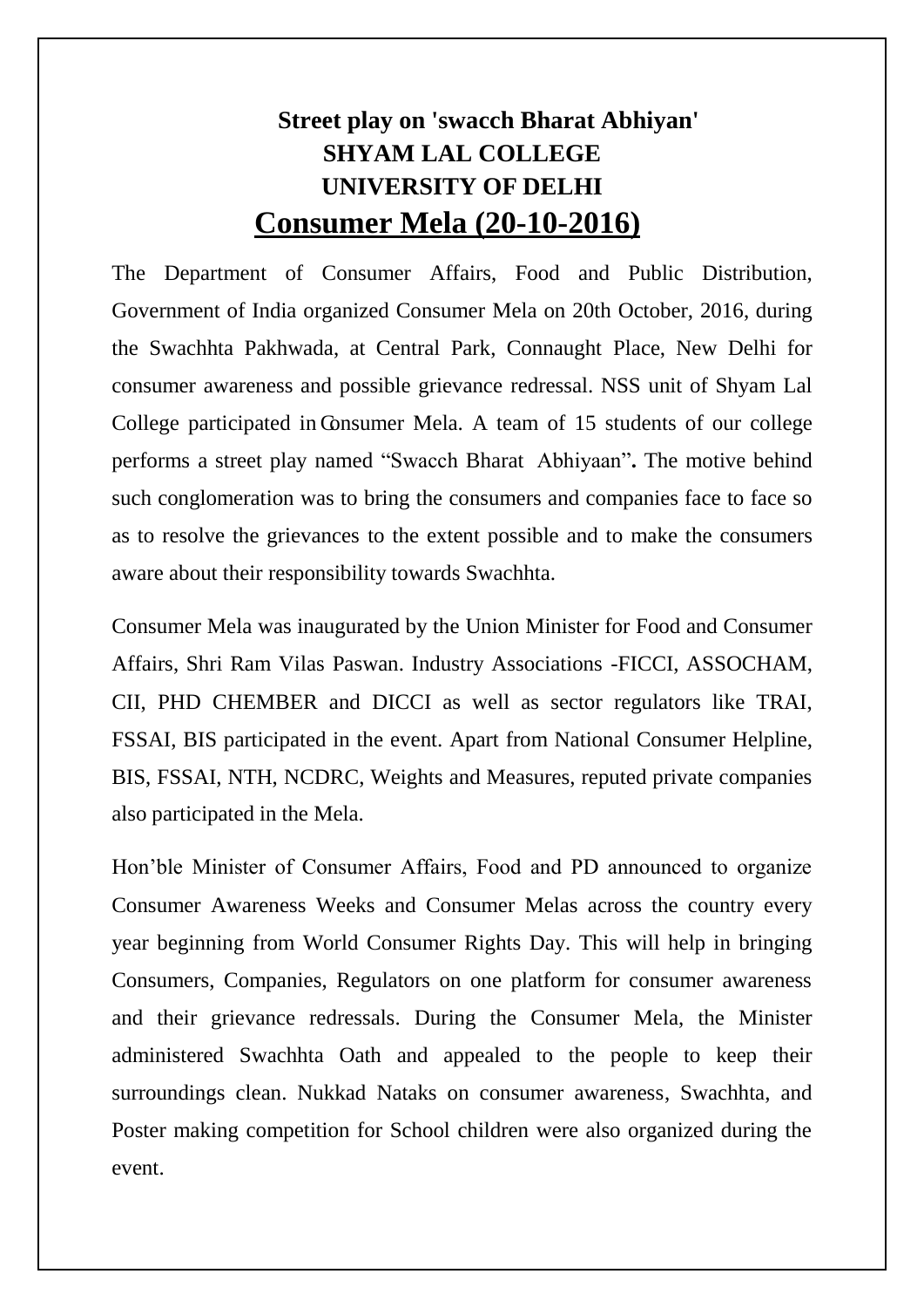**Street play on 'swacch Bharat Abhiyan'**

**SHYAM LAL COLLEGE**

**UNIVERSITY OF DELHI**

# Consumer Mela (20-10-2016)

The Department of Consumer Affairs, Food and Public Distribution, Government of India organized Consumer Mela on 20th October, 2016, during the Swachhta Pakhwada, at Central Park, Connaught Place, New Delhi for consumer awareness and possible grievance redressal. NSS unit of Shyam Lal College participated in Consumer Mela. A team of 15 students of our college performs a street play named "Swacch Bharat Abhiyaan"**.** The motive behind such conglomeration was to bring the consumers and companies face to face so as to resolve the grievances to the extent possible and to make the consumers aware about their responsibility towards Swachhta.

Consumer Mela was inaugurated by the Union Minister for Food and Consumer Affairs, Shri Ram Vilas Paswan. Industry Associations -FICCI, ASSOCHAM, CII, PHD CHEMBER and DICCI as well as sector regulators like TRAI, FSSAI, BIS participated in the event. Apart from National Consumer Helpline, BIS, FSSAI, NTH, NCDRC, Weights and Measures, reputed private companies also participated in the Mela.

Hon'ble Minister of Consumer Affairs, Food and PD announced to organize Consumer Awareness Weeks and Consumer Melas across the country every year beginning from World Consumer Rights Day. This will help in bringing Consumers, Companies, Regulators on one platform for consumer awareness and their grievance redressals. During the Consumer Mela, the Minister administered Swachhta Oath and appealed to the people to keep their surroundings clean. Nukkad Nataks on consumer awareness, Swachhta, and Poster making competition for School children were also organized during the event.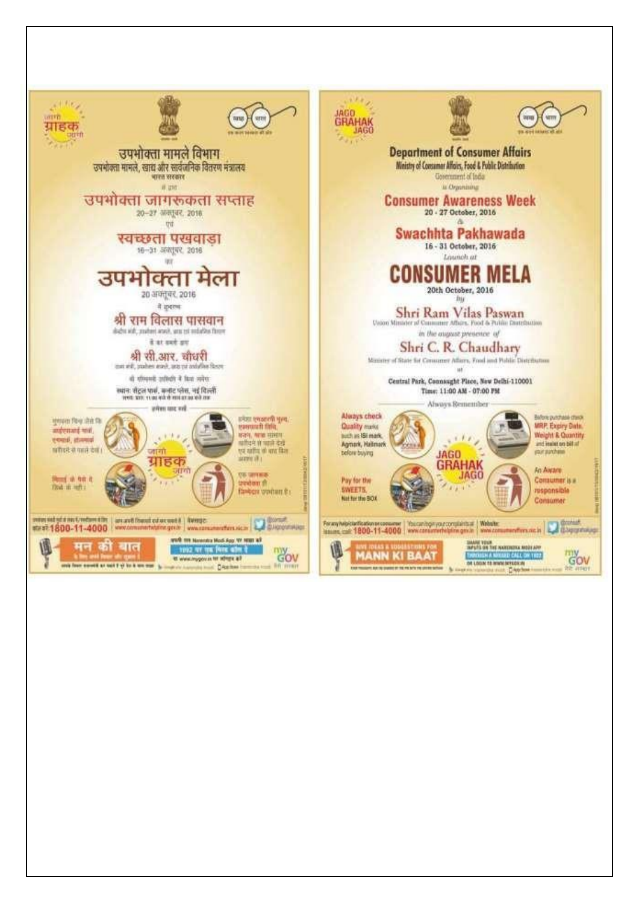जागो ग्राहक जागो

उपभोक्ता मामले विभाग
उपभोक्ता मामले, खाद्य और सार्वजनिक वितरण मंत्रालय
भारत सरकार

द्वारा

# उपभोक्ता जागरूकता सप्ताह

20–27 अक्तूबर, 2016

एवं

# स्वच्छता पखवाड़ा

16–31 अक्तूबर, 2016

का

# उपभोक्ता मेला

20 अक्तूबर, 2016

में शुभारम्भ

## श्री राम विलास पासवान

केन्द्रीय मंत्री, उपभोक्ता मामले, खाद्य एवं सार्वजनिक वितरण

के कर कमलों द्वारा

## श्री सी.आर. चौधरी

राज्य मंत्री, उपभोक्ता मामले, खाद्य एवं सार्वजनिक वितरण

की गरिमामयी उपस्थिति में किया जायेगा

स्थान: सेंट्रल पार्क, कनॉट प्लेस, नई दिल्ली
समय: प्रातः 11:00 बजे से सायं 07:00 बजे तक

हमेशा याद रखें

- गुणवत्ता चिन्ह जैसे कि आईएसआई मार्क, एगमार्क, हॉलमार्क खरीदने से पहले देखें।
- अधिकतम खुदरा मूल्य, एक्सपायरी तिथि, वजन, मात्रा आदि खरीदने से पहले देखें एवं खरीद के बाद बिल अवश्य लें।
- मिठाई के पैसे दें डिब्बे के नहीं।
- एक जागरूक उपभोक्ता ही जिम्मेदार उपभोक्ता है।

उपभोक्ता संबंधी मुद्दों पर मदद/स्पष्टीकरण के लिए कॉल करें: 1800-11-4000 | आप अपनी शिकायतें दर्ज कर सकते हैं: www.consumerhelpline.gov.in | वेबसाइट: www.consumeraffairs.nic.in | @consaff @jagograhakjago

मन की बात

---

JAGO GRAHAK JAGO

**Department of Consumer Affairs**
Ministry of Consumer Affairs, Food & Public Distribution
Government of India

*is Organising*

# Consumer Awareness Week

20 - 27 October, 2016

&

# Swachhta Pakhawada

16 - 31 October, 2016

*Launch at*

# CONSUMER MELA

20th October, 2016

*by*

## Shri Ram Vilas Paswan

Union Minister of Consumer Affairs, Food & Public Distribution

*in the august presence of*

## Shri C. R. Chaudhary

Minister of State for Consumer Affairs, Food and Public Distribution

at

**Central Park, Connaught Place, New Delhi-110001**
**Time: 11:00 AM - 07:00 PM**

Always Remember

- **Always check Quality** marks such as ISI mark, Agmark, Hallmark before buying
- Before purchase check **MRP, Expiry Date, Weight & Quantity** and insist on bill of your purchase
- **Pay for the SWEETS, Not for the BOX**
- **An Aware Consumer is a responsible Consumer**

For any help/clarification on consumer issues, call: 1800-11-4000 | You can lodge your complaints at: www.consumerhelpline.gov.in | Website: www.consumeraffairs.nic.in | @consaff @jagograhakjago

GIVE IDEAS & SUGGESTIONS FOR MANN KI BAAT

SHARE YOUR INPUTS ON THE NARENDRA MODI APP
THROUGH A MISSED CALL ON 1922
OR LOGIN TO WWW.MYGOV.IN

myGOV